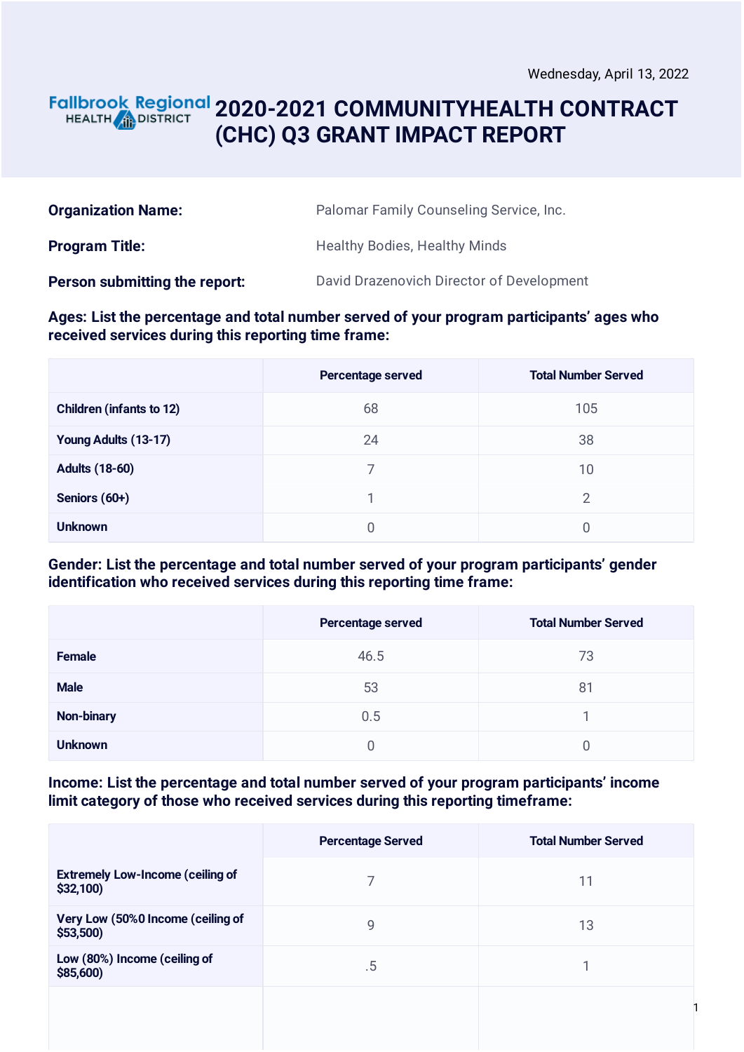Wednesday, April 13, 2022

# Fallbrook Regional HEALTH DISTRICT 2020-2021 COMMUNITYHEALTH CONTRACT (CHC) Q3 GRANT IMPACT REPORT

**Organization Name:** Palomar Family Counseling Service, Inc.

**Program Title:** Healthy Bodies, Healthy Minds

**Person submitting the report:** David Drazenovich Director of Development

**Ages: List the percentage and total number served of your program participants' ages who received services during this reporting time frame:**

| | Percentage served | Total Number Served |
|---|---|---|
| **Children (infants to 12)** | 68 | 105 |
| **Young Adults (13-17)** | 24 | 38 |
| **Adults (18-60)** | 7 | 10 |
| **Seniors (60+)** | 1 | 2 |
| **Unknown** | 0 | 0 |

**Gender: List the percentage and total number served of your program participants' gender identification who received services during this reporting time frame:**

| | Percentage served | Total Number Served |
|---|---|---|
| **Female** | 46.5 | 73 |
| **Male** | 53 | 81 |
| **Non-binary** | 0.5 | 1 |
| **Unknown** | 0 | 0 |

**Income: List the percentage and total number served of your program participants' income limit category of those who received services during this reporting timeframe:**

| | Percentage Served | Total Number Served |
|---|---|---|
| **Extremely Low-Income (ceiling of $32,100)** | 7 | 11 |
| **Very Low (50%0 Income (ceiling of $53,500)** | 9 | 13 |
| **Low (80%) Income (ceiling of $85,600)** | .5 | 1 |
| | | |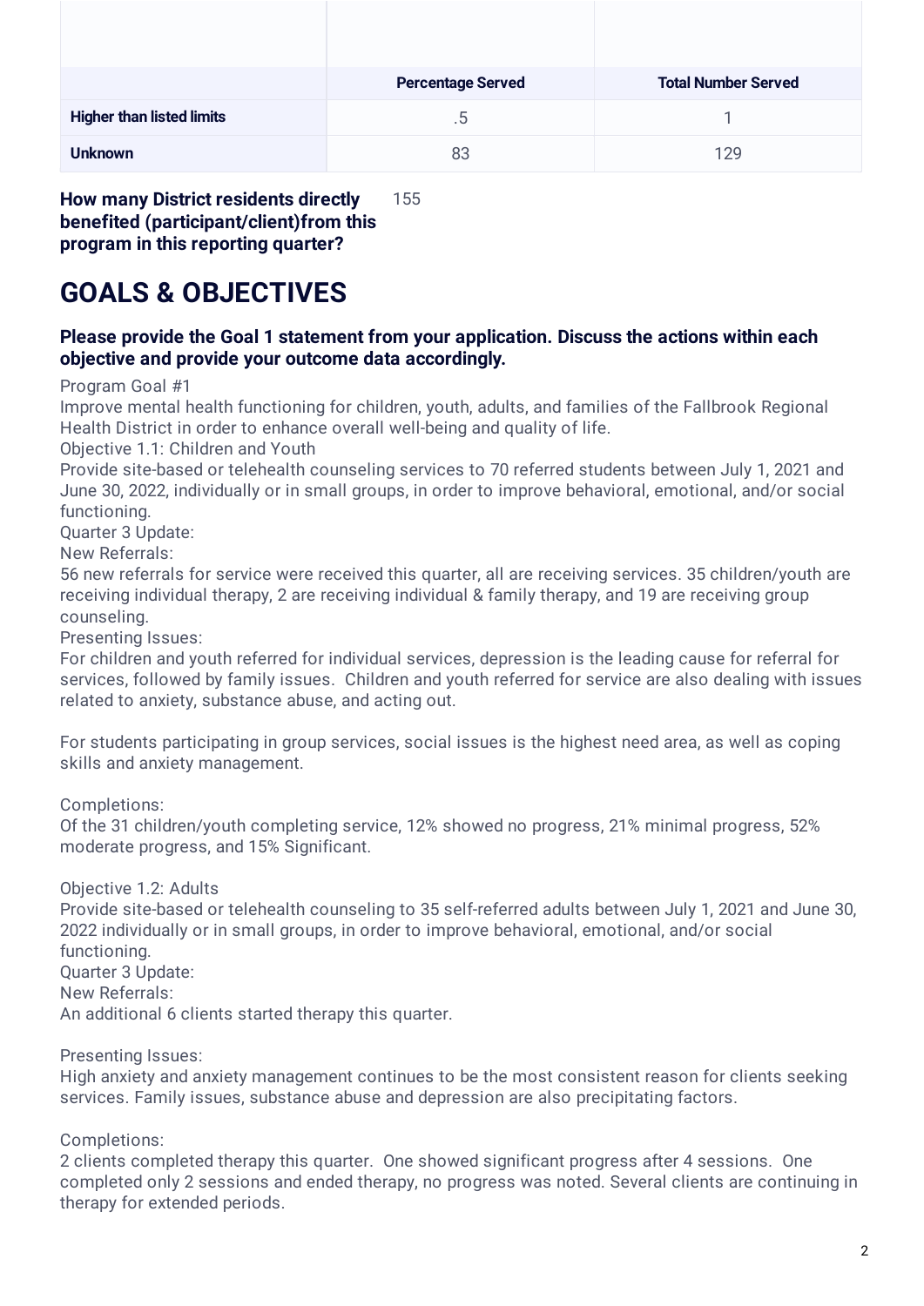| | Percentage Served | Total Number Served |
|---|---|---|
| **Higher than listed limits** | .5 | 1 |
| **Unknown** | 83 | 129 |

**How many District residents directly benefited (participant/client)from this program in this reporting quarter?** 155

# GOALS & OBJECTIVES

### Please provide the Goal 1 statement from your application. Discuss the actions within each objective and provide your outcome data accordingly.

Program Goal #1
Improve mental health functioning for children, youth, adults, and families of the Fallbrook Regional Health District in order to enhance overall well-being and quality of life.
Objective 1.1: Children and Youth
Provide site-based or telehealth counseling services to 70 referred students between July 1, 2021 and June 30, 2022, individually or in small groups, in order to improve behavioral, emotional, and/or social functioning.
Quarter 3 Update:
New Referrals:
56 new referrals for service were received this quarter, all are receiving services. 35 children/youth are receiving individual therapy, 2 are receiving individual & family therapy, and 19 are receiving group counseling.
Presenting Issues:
For children and youth referred for individual services, depression is the leading cause for referral for services, followed by family issues. Children and youth referred for service are also dealing with issues related to anxiety, substance abuse, and acting out.

For students participating in group services, social issues is the highest need area, as well as coping skills and anxiety management.

Completions:
Of the 31 children/youth completing service, 12% showed no progress, 21% minimal progress, 52% moderate progress, and 15% Significant.

Objective 1.2: Adults
Provide site-based or telehealth counseling to 35 self-referred adults between July 1, 2021 and June 30, 2022 individually or in small groups, in order to improve behavioral, emotional, and/or social functioning.
Quarter 3 Update:
New Referrals:
An additional 6 clients started therapy this quarter.

Presenting Issues:
High anxiety and anxiety management continues to be the most consistent reason for clients seeking services. Family issues, substance abuse and depression are also precipitating factors.

Completions:
2 clients completed therapy this quarter. One showed significant progress after 4 sessions. One completed only 2 sessions and ended therapy, no progress was noted. Several clients are continuing in therapy for extended periods.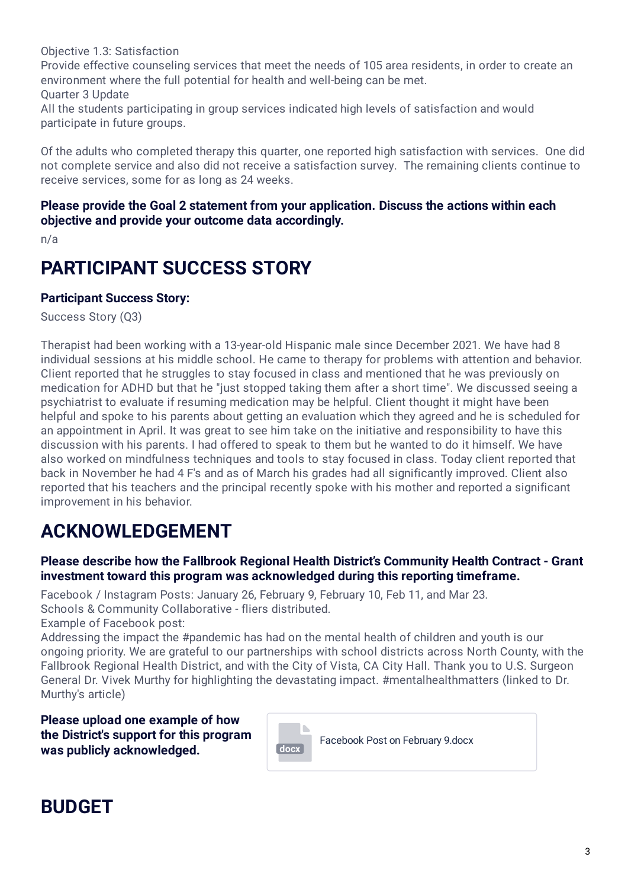Objective 1.3: Satisfaction
Provide effective counseling services that meet the needs of 105 area residents, in order to create an environment where the full potential for health and well-being can be met.
Quarter 3 Update
All the students participating in group services indicated high levels of satisfaction and would participate in future groups.

Of the adults who completed therapy this quarter, one reported high satisfaction with services. One did not complete service and also did not receive a satisfaction survey. The remaining clients continue to receive services, some for as long as 24 weeks.

**Please provide the Goal 2 statement from your application. Discuss the actions within each objective and provide your outcome data accordingly.**

n/a

# PARTICIPANT SUCCESS STORY

**Participant Success Story:**

Success Story (Q3)

Therapist had been working with a 13-year-old Hispanic male since December 2021. We have had 8 individual sessions at his middle school. He came to therapy for problems with attention and behavior. Client reported that he struggles to stay focused in class and mentioned that he was previously on medication for ADHD but that he "just stopped taking them after a short time". We discussed seeing a psychiatrist to evaluate if resuming medication may be helpful. Client thought it might have been helpful and spoke to his parents about getting an evaluation which they agreed and he is scheduled for an appointment in April. It was great to see him take on the initiative and responsibility to have this discussion with his parents. I had offered to speak to them but he wanted to do it himself. We have also worked on mindfulness techniques and tools to stay focused in class. Today client reported that back in November he had 4 F's and as of March his grades had all significantly improved. Client also reported that his teachers and the principal recently spoke with his mother and reported a significant improvement in his behavior.

# ACKNOWLEDGEMENT

**Please describe how the Fallbrook Regional Health District's Community Health Contract - Grant investment toward this program was acknowledged during this reporting timeframe.**

Facebook / Instagram Posts: January 26, February 9, February 10, Feb 11, and Mar 23.
Schools & Community Collaborative - fliers distributed.
Example of Facebook post:
Addressing the impact the #pandemic has had on the mental health of children and youth is our ongoing priority. We are grateful to our partnerships with school districts across North County, with the Fallbrook Regional Health District, and with the City of Vista, CA City Hall. Thank you to U.S. Surgeon General Dr. Vivek Murthy for highlighting the devastating impact. #mentalhealthmatters (linked to Dr. Murthy's article)

**Please upload one example of how the District's support for this program was publicly acknowledged.**

docx Facebook Post on February 9.docx

# BUDGET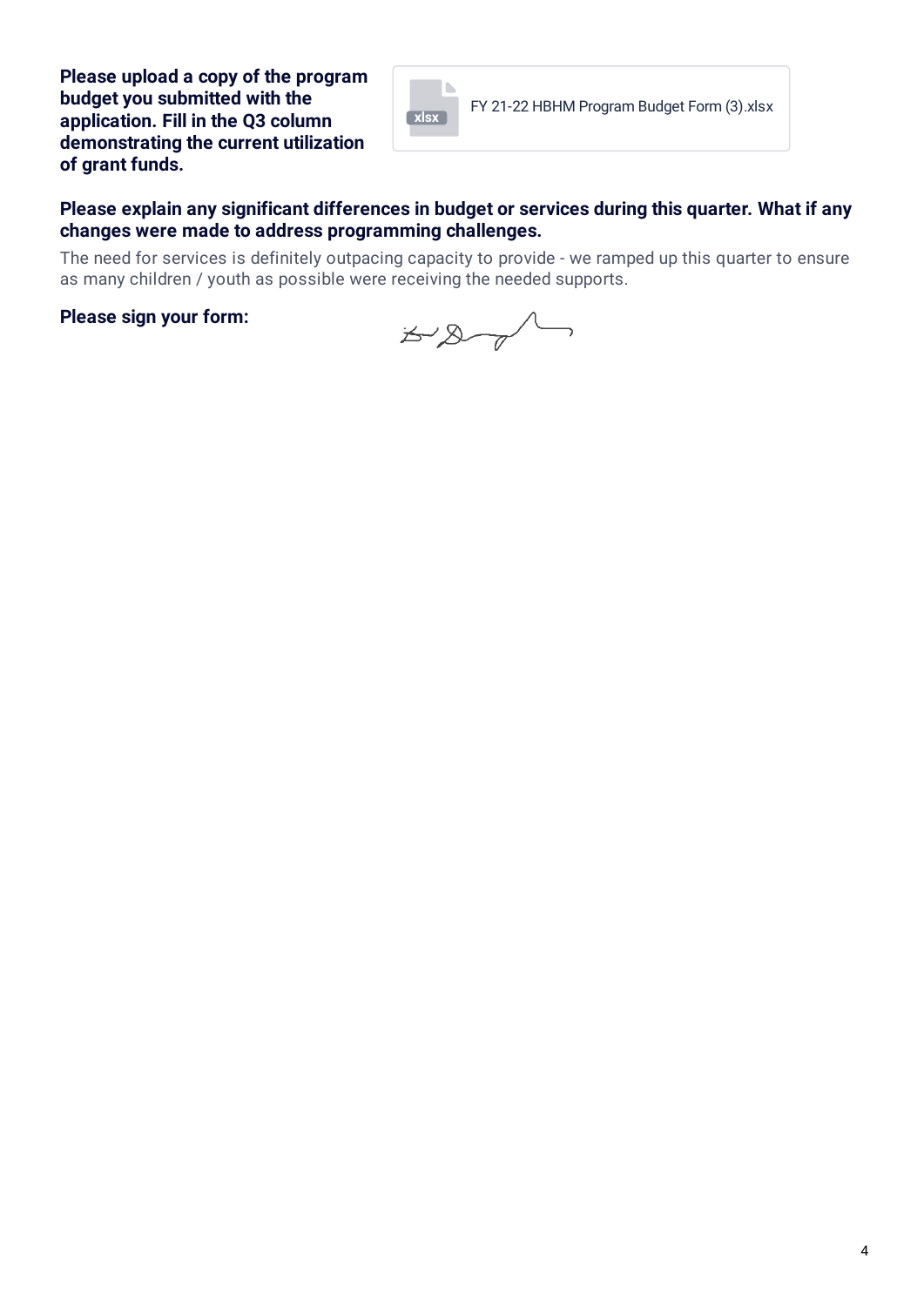**Please upload a copy of the program budget you submitted with the application. Fill in the Q3 column demonstrating the current utilization of grant funds.**

FY 21-22 HBHM Program Budget Form (3).xlsx

**Please explain any significant differences in budget or services during this quarter. What if any changes were made to address programming challenges.**

The need for services is definitely outpacing capacity to provide - we ramped up this quarter to ensure as many children / youth as possible were receiving the needed supports.

**Please sign your form:**